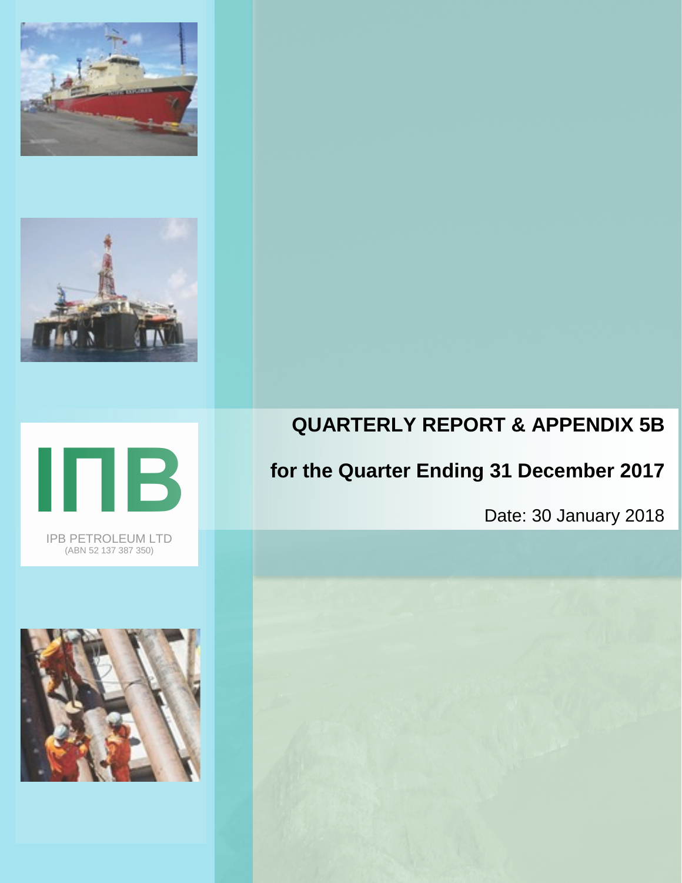IPB PETROLEUM LTD
(ABN 52 137 387 350)

# QUARTERLY REPORT & APPENDIX 5B

## for the Quarter Ending 31 December 2017

Date: 30 January 2018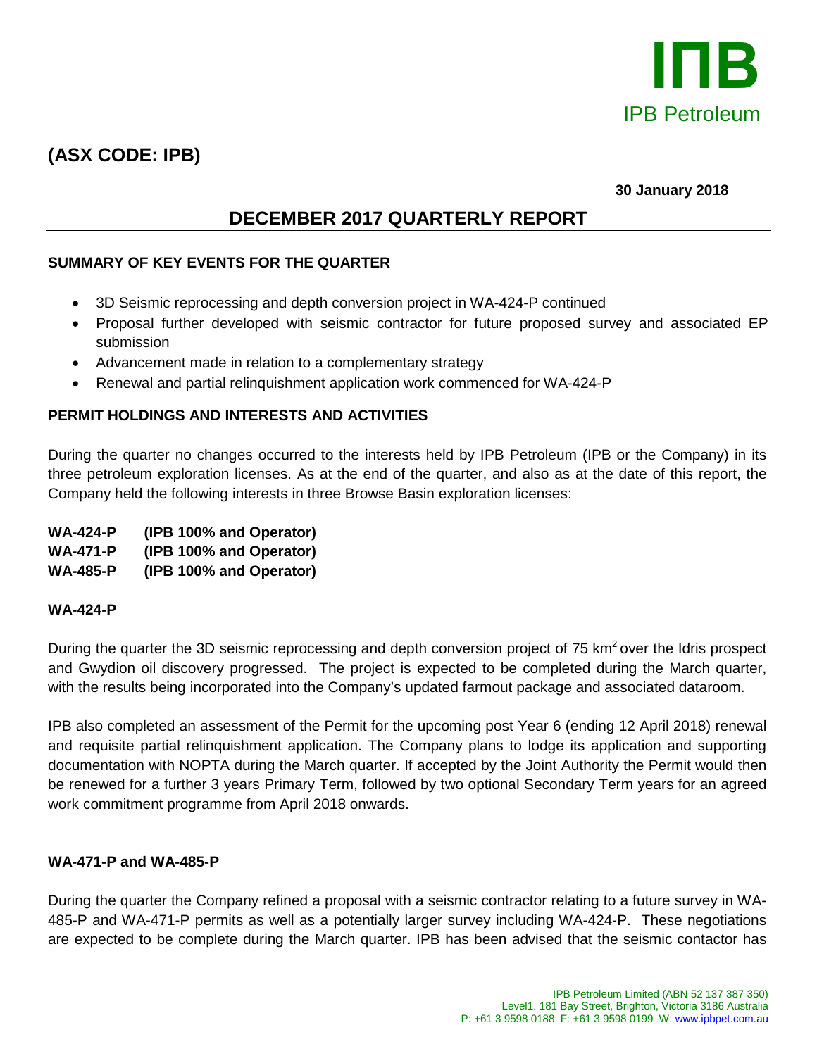# (ASX CODE: IPB)

**30 January 2018**

## DECEMBER 2017 QUARTERLY REPORT

### SUMMARY OF KEY EVENTS FOR THE QUARTER

- 3D Seismic reprocessing and depth conversion project in WA-424-P continued
- Proposal further developed with seismic contractor for future proposed survey and associated EP submission
- Advancement made in relation to a complementary strategy
- Renewal and partial relinquishment application work commenced for WA-424-P

### PERMIT HOLDINGS AND INTERESTS AND ACTIVITIES

During the quarter no changes occurred to the interests held by IPB Petroleum (IPB or the Company) in its three petroleum exploration licenses. As at the end of the quarter, and also as at the date of this report, the Company held the following interests in three Browse Basin exploration licenses:

**WA-424-P (IPB 100% and Operator)**
**WA-471-P (IPB 100% and Operator)**
**WA-485-P (IPB 100% and Operator)**

### WA-424-P

During the quarter the 3D seismic reprocessing and depth conversion project of 75 $km^2$ over the Idris prospect and Gwydion oil discovery progressed. The project is expected to be completed during the March quarter, with the results being incorporated into the Company's updated farmout package and associated dataroom.

IPB also completed an assessment of the Permit for the upcoming post Year 6 (ending 12 April 2018) renewal and requisite partial relinquishment application. The Company plans to lodge its application and supporting documentation with NOPTA during the March quarter. If accepted by the Joint Authority the Permit would then be renewed for a further 3 years Primary Term, followed by two optional Secondary Term years for an agreed work commitment programme from April 2018 onwards.

### WA-471-P and WA-485-P

During the quarter the Company refined a proposal with a seismic contractor relating to a future survey in WA-485-P and WA-471-P permits as well as a potentially larger survey including WA-424-P. These negotiations are expected to be complete during the March quarter. IPB has been advised that the seismic contactor has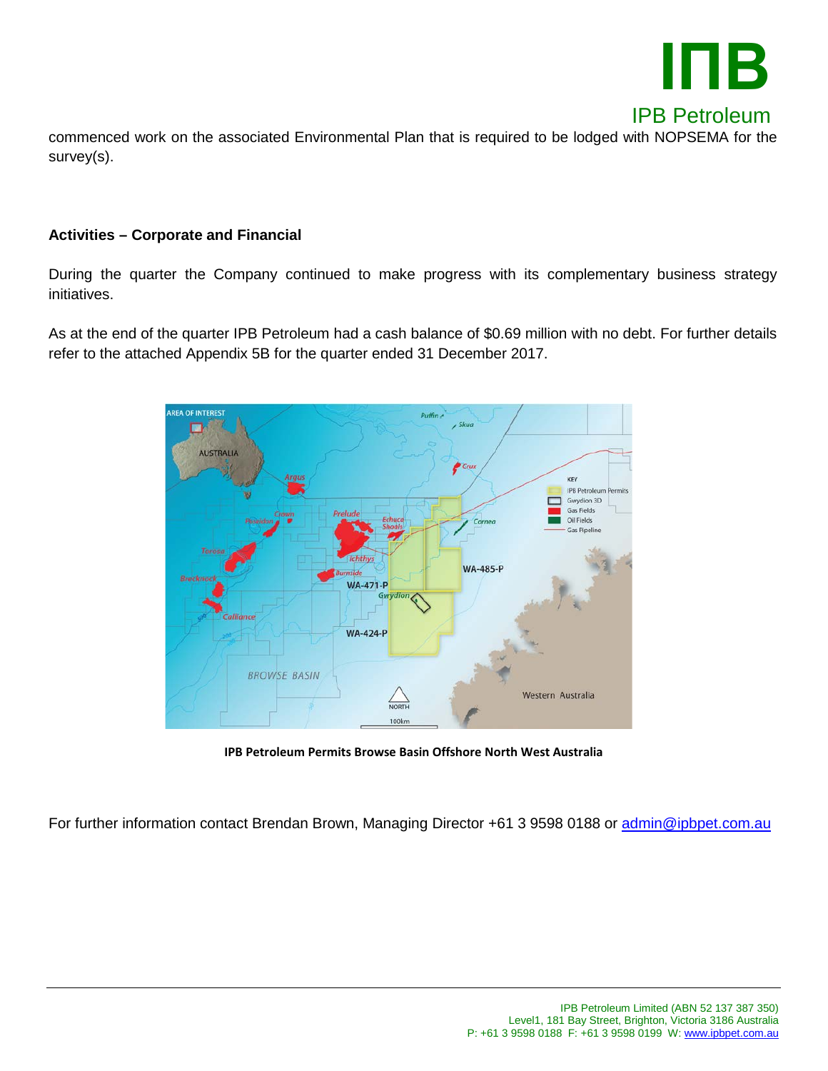commenced work on the associated Environmental Plan that is required to be lodged with NOPSEMA for the survey(s).

**Activities – Corporate and Financial**

During the quarter the Company continued to make progress with its complementary business strategy initiatives.

As at the end of the quarter IPB Petroleum had a cash balance of $0.69 million with no debt. For further details refer to the attached Appendix 5B for the quarter ended 31 December 2017.

**IPB Petroleum Permits Browse Basin Offshore North West Australia**

For further information contact Brendan Brown, Managing Director +61 3 9598 0188 or admin@ipbpet.com.au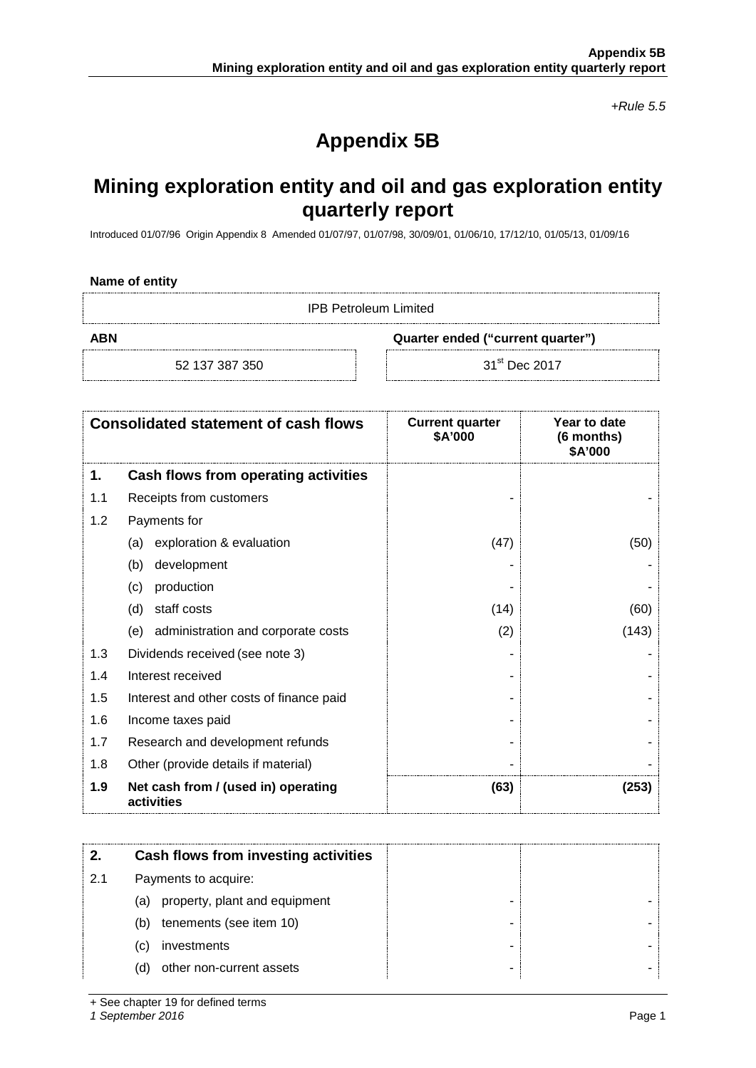*+Rule 5.5*

# Appendix 5B

## Mining exploration entity and oil and gas exploration entity quarterly report

Introduced 01/07/96 Origin Appendix 8 Amended 01/07/97, 01/07/98, 30/09/01, 01/06/10, 17/12/10, 01/05/13, 01/09/16

**Name of entity**

| IPB Petroleum Limited | |
|---|---|
| **ABN** | **Quarter ended ("current quarter")** |
| 52 137 387 350 | 31st Dec 2017 |

| | **Consolidated statement of cash flows** | **Current quarter \$A'000** | **Year to date (6 months) \$A'000** |
|---|---|---|---|
| **1.** | **Cash flows from operating activities** | | |
| 1.1 | Receipts from customers | - | - |
| 1.2 | Payments for | | |
| | (a) exploration & evaluation | (47) | (50) |
| | (b) development | - | - |
| | (c) production | - | - |
| | (d) staff costs | (14) | (60) |
| | (e) administration and corporate costs | (2) | (143) |
| 1.3 | Dividends received (see note 3) | - | - |
| 1.4 | Interest received | - | - |
| 1.5 | Interest and other costs of finance paid | - | - |
| 1.6 | Income taxes paid | - | - |
| 1.7 | Research and development refunds | - | - |
| 1.8 | Other (provide details if material) | - | - |
| **1.9** | **Net cash from / (used in) operating activities** | **(63)** | **(253)** |

| **2.** | **Cash flows from investing activities** | | |
|---|---|---|---|
| 2.1 | Payments to acquire: | | |
| | (a) property, plant and equipment | - | - |
| | (b) tenements (see item 10) | - | - |
| | (c) investments | - | - |
| | (d) other non-current assets | - | - |

+ See chapter 19 for defined terms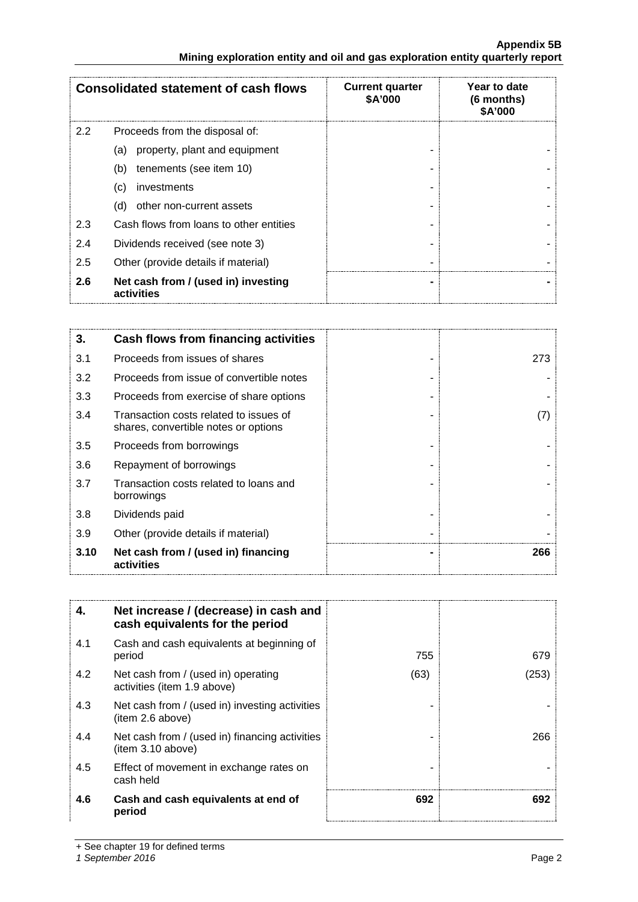| Consolidated statement of cash flows | | Current quarter $A'000 | Year to date (6 months) $A'000 |
|---|---|---|---|
| 2.2 | Proceeds from the disposal of: | | |
| | (a) property, plant and equipment | - | - |
| | (b) tenements (see item 10) | - | - |
| | (c) investments | - | - |
| | (d) other non-current assets | - | - |
| 2.3 | Cash flows from loans to other entities | - | - |
| 2.4 | Dividends received (see note 3) | - | - |
| 2.5 | Other (provide details if material) | - | - |
| **2.6** | **Net cash from / (used in) investing activities** | **-** | **-** |

| 3. | Cash flows from financing activities | | |
|---|---|---|---|
| 3.1 | Proceeds from issues of shares | - | 273 |
| 3.2 | Proceeds from issue of convertible notes | - | - |
| 3.3 | Proceeds from exercise of share options | - | - |
| 3.4 | Transaction costs related to issues of shares, convertible notes or options | - | (7) |
| 3.5 | Proceeds from borrowings | - | - |
| 3.6 | Repayment of borrowings | - | - |
| 3.7 | Transaction costs related to loans and borrowings | - | - |
| 3.8 | Dividends paid | - | - |
| 3.9 | Other (provide details if material) | - | - |
| **3.10** | **Net cash from / (used in) financing activities** | **-** | **266** |

| 4. | Net increase / (decrease) in cash and cash equivalents for the period | | |
|---|---|---|---|
| 4.1 | Cash and cash equivalents at beginning of period | 755 | 679 |
| 4.2 | Net cash from / (used in) operating activities (item 1.9 above) | (63) | (253) |
| 4.3 | Net cash from / (used in) investing activities (item 2.6 above) | - | - |
| 4.4 | Net cash from / (used in) financing activities (item 3.10 above) | - | 266 |
| 4.5 | Effect of movement in exchange rates on cash held | - | - |
| **4.6** | **Cash and cash equivalents at end of period** | **692** | **692** |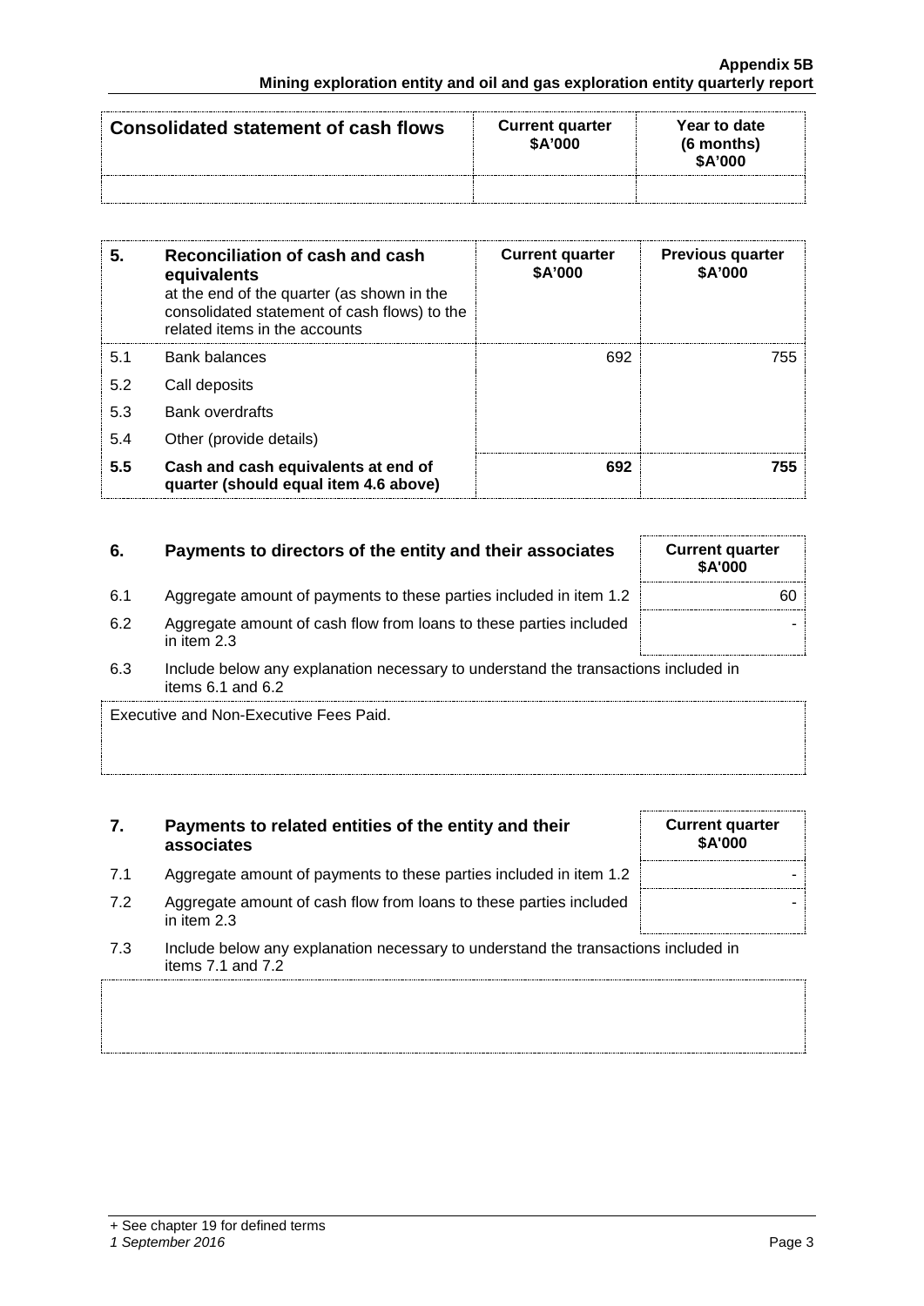| Consolidated statement of cash flows | Current quarter $A'000 | Year to date (6 months) $A'000 |
|---|---|---|
| | | |

| 5. | Reconciliation of cash and cash equivalents at the end of the quarter (as shown in the consolidated statement of cash flows) to the related items in the accounts | Current quarter $A'000 | Previous quarter $A'000 |
|---|---|---|---|
| 5.1 | Bank balances | 692 | 755 |
| 5.2 | Call deposits | | |
| 5.3 | Bank overdrafts | | |
| 5.4 | Other (provide details) | | |
| **5.5** | **Cash and cash equivalents at end of quarter (should equal item 4.6 above)** | **692** | **755** |

| 6. | Payments to directors of the entity and their associates | Current quarter $A'000 |
|---|---|---|
| 6.1 | Aggregate amount of payments to these parties included in item 1.2 | 60 |
| 6.2 | Aggregate amount of cash flow from loans to these parties included in item 2.3 | - |

6.3 Include below any explanation necessary to understand the transactions included in items 6.1 and 6.2

Executive and Non-Executive Fees Paid.

| 7. | Payments to related entities of the entity and their associates | Current quarter $A'000 |
|---|---|---|
| 7.1 | Aggregate amount of payments to these parties included in item 1.2 | - |
| 7.2 | Aggregate amount of cash flow from loans to these parties included in item 2.3 | - |

7.3 Include below any explanation necessary to understand the transactions included in items 7.1 and 7.2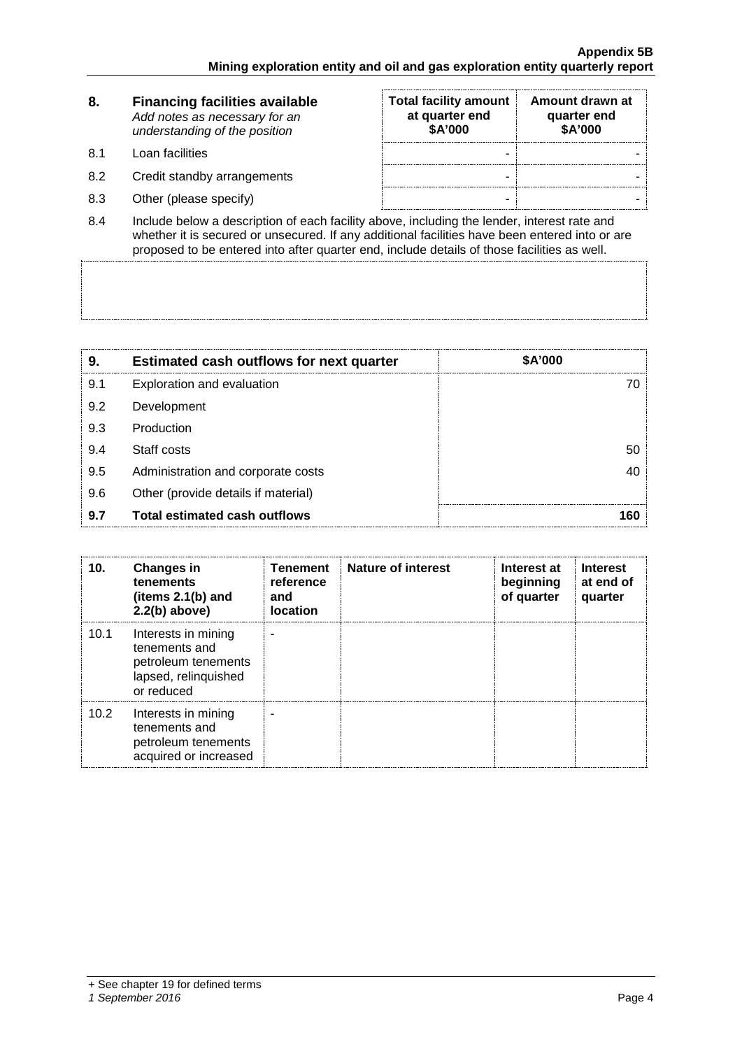| 8. | Financing facilities available<br>*Add notes as necessary for an understanding of the position* | Total facility amount at quarter end<br>$A'000 | Amount drawn at quarter end<br>$A'000 |
|---|---|---|---|
| 8.1 | Loan facilities | - | - |
| 8.2 | Credit standby arrangements | - | - |
| 8.3 | Other (please specify) | - | - |

8.4 Include below a description of each facility above, including the lender, interest rate and whether it is secured or unsecured. If any additional facilities have been entered into or are proposed to be entered into after quarter end, include details of those facilities as well.

| 9. | Estimated cash outflows for next quarter | $A'000 |
|---|---|---|
| 9.1 | Exploration and evaluation | 70 |
| 9.2 | Development | |
| 9.3 | Production | |
| 9.4 | Staff costs | 50 |
| 9.5 | Administration and corporate costs | 40 |
| 9.6 | Other (provide details if material) | |
| **9.7** | **Total estimated cash outflows** | **160** |

| 10. | Changes in tenements (items 2.1(b) and 2.2(b) above) | Tenement reference and location | Nature of interest | Interest at beginning of quarter | Interest at end of quarter |
|---|---|---|---|---|---|
| 10.1 | Interests in mining tenements and petroleum tenements lapsed, relinquished or reduced | - | | | |
| 10.2 | Interests in mining tenements and petroleum tenements acquired or increased | - | | | |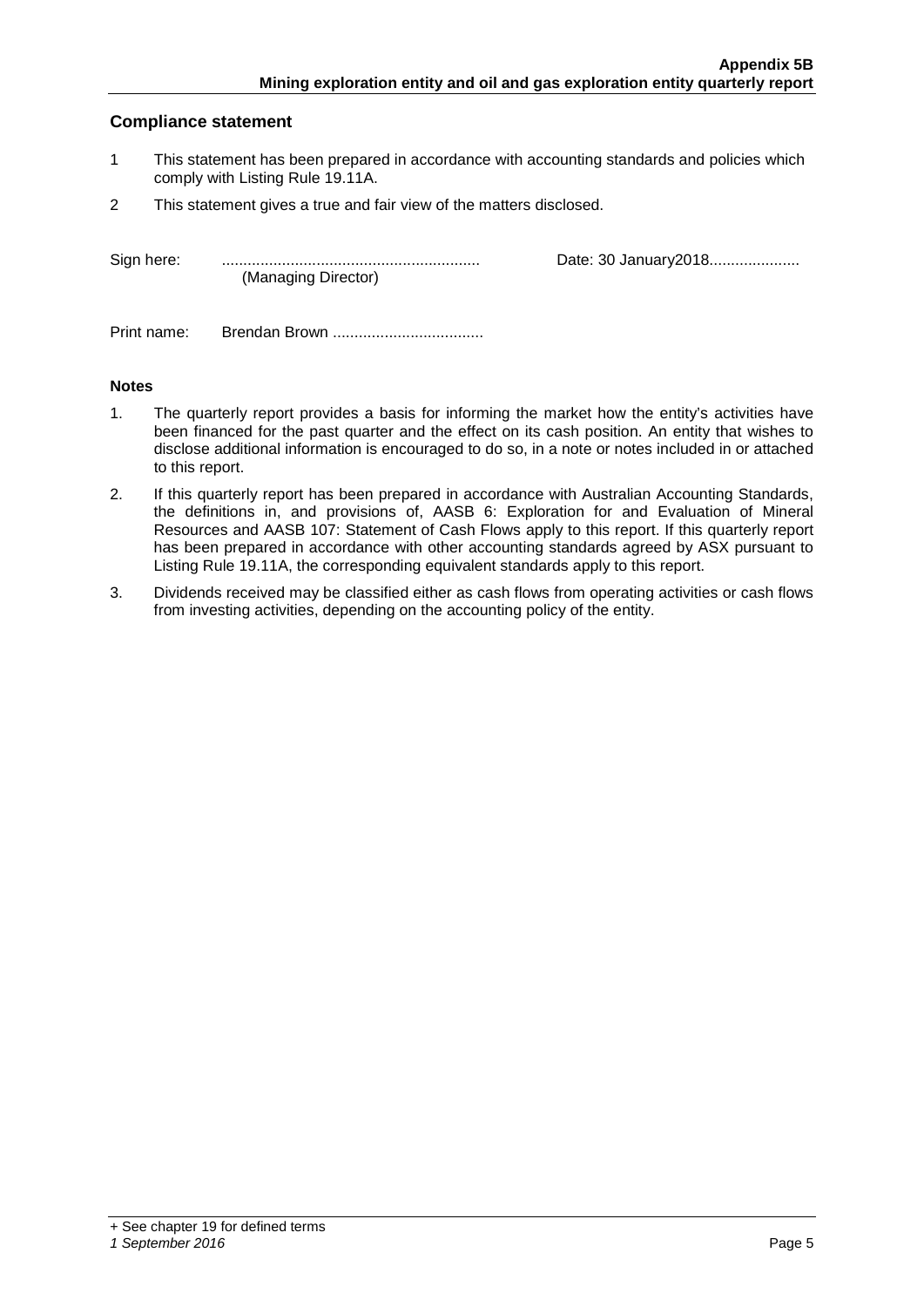## Compliance statement

1 This statement has been prepared in accordance with accounting standards and policies which comply with Listing Rule 19.11A.

2 This statement gives a true and fair view of the matters disclosed.

Sign here: ............................................................ Date: 30 January2018.....................
(Managing Director)

Print name: Brendan Brown ...................................

#### Notes

1. The quarterly report provides a basis for informing the market how the entity's activities have been financed for the past quarter and the effect on its cash position. An entity that wishes to disclose additional information is encouraged to do so, in a note or notes included in or attached to this report.
2. If this quarterly report has been prepared in accordance with Australian Accounting Standards, the definitions in, and provisions of, AASB 6: Exploration for and Evaluation of Mineral Resources and AASB 107: Statement of Cash Flows apply to this report. If this quarterly report has been prepared in accordance with other accounting standards agreed by ASX pursuant to Listing Rule 19.11A, the corresponding equivalent standards apply to this report.
3. Dividends received may be classified either as cash flows from operating activities or cash flows from investing activities, depending on the accounting policy of the entity.

+ See chapter 19 for defined terms